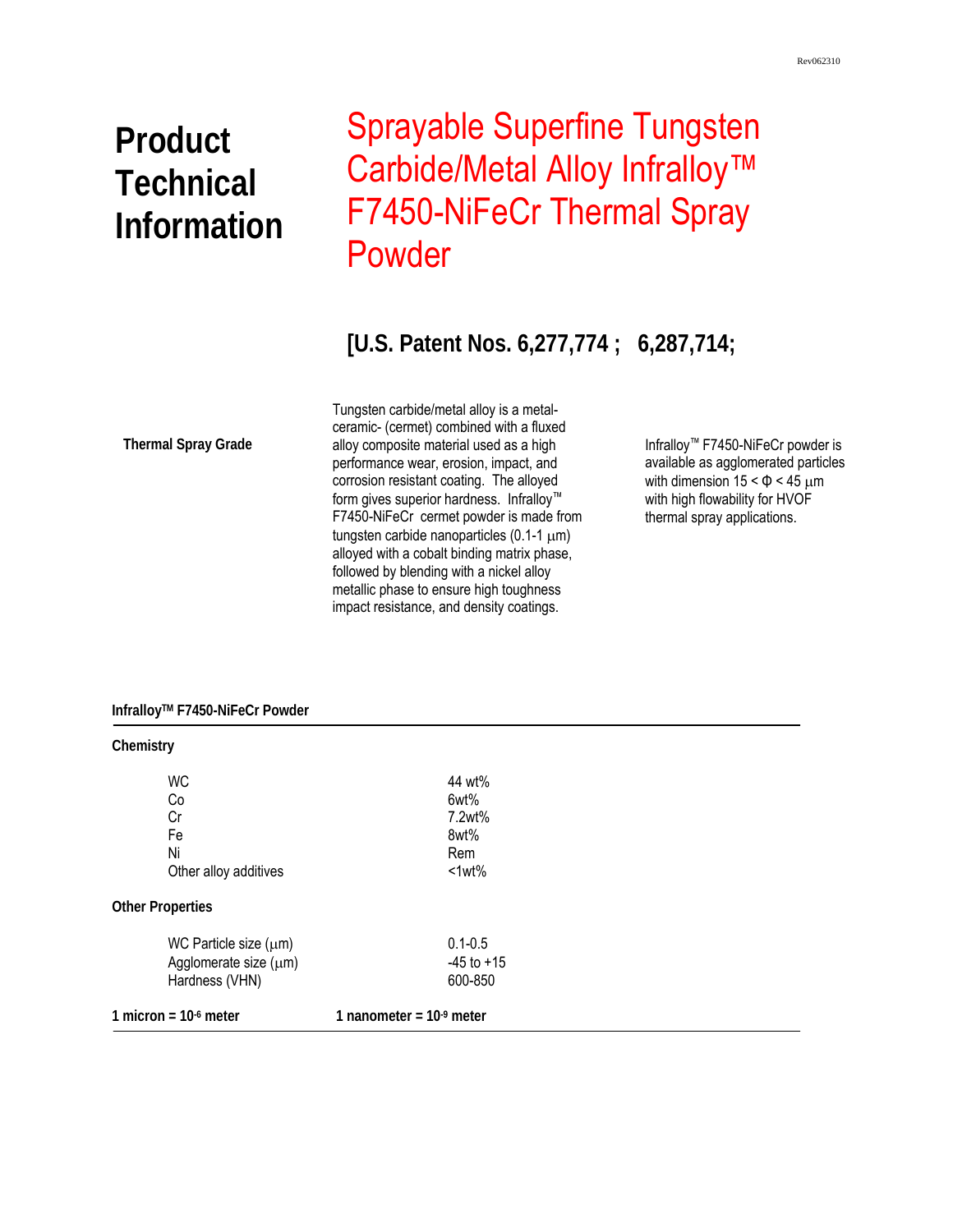Rev062310

# Product Technical Information

# Sprayable Superfine Tungsten Carbide/Metal Alloy Infralloy™ F7450-NiFeCr Thermal Spray Powder

## [U.S. Patent Nos. 6,277,774 ; 6,287,714;

**Thermal Spray Grade**

Tungsten carbide/metal alloy is a metal-ceramic- (cermet) combined with a fluxed alloy composite material used as a high performance wear, erosion, impact, and corrosion resistant coating. The alloyed form gives superior hardness. Infralloy™ F7450-NiFeCr cermet powder is made from tungsten carbide nanoparticles (0.1-1 μm) alloyed with a cobalt binding matrix phase, followed by blending with a nickel alloy metallic phase to ensure high toughness impact resistance, and density coatings.

Infralloy™ F7450-NiFeCr powder is available as agglomerated particles with dimension $15 < \Phi < 45$ μm with high flowability for HVOF thermal spray applications.

**Infralloy™ F7450-NiFeCr Powder**

**Chemistry**

| | |
|---|---|
| WC | 44 wt% |
| Co | 6wt% |
| Cr | 7.2wt% |
| Fe | 8wt% |
| Ni | Rem |
| Other alloy additives | <1wt% |

**Other Properties**

| | |
|---|---|
| WC Particle size (μm) | 0.1-0.5 |
| Agglomerate size (μm) | -45 to +15 |
| Hardness (VHN) | 600-850 |

**1 micron = $10^{-6}$ meter** **1 nanometer = $10^{-9}$ meter**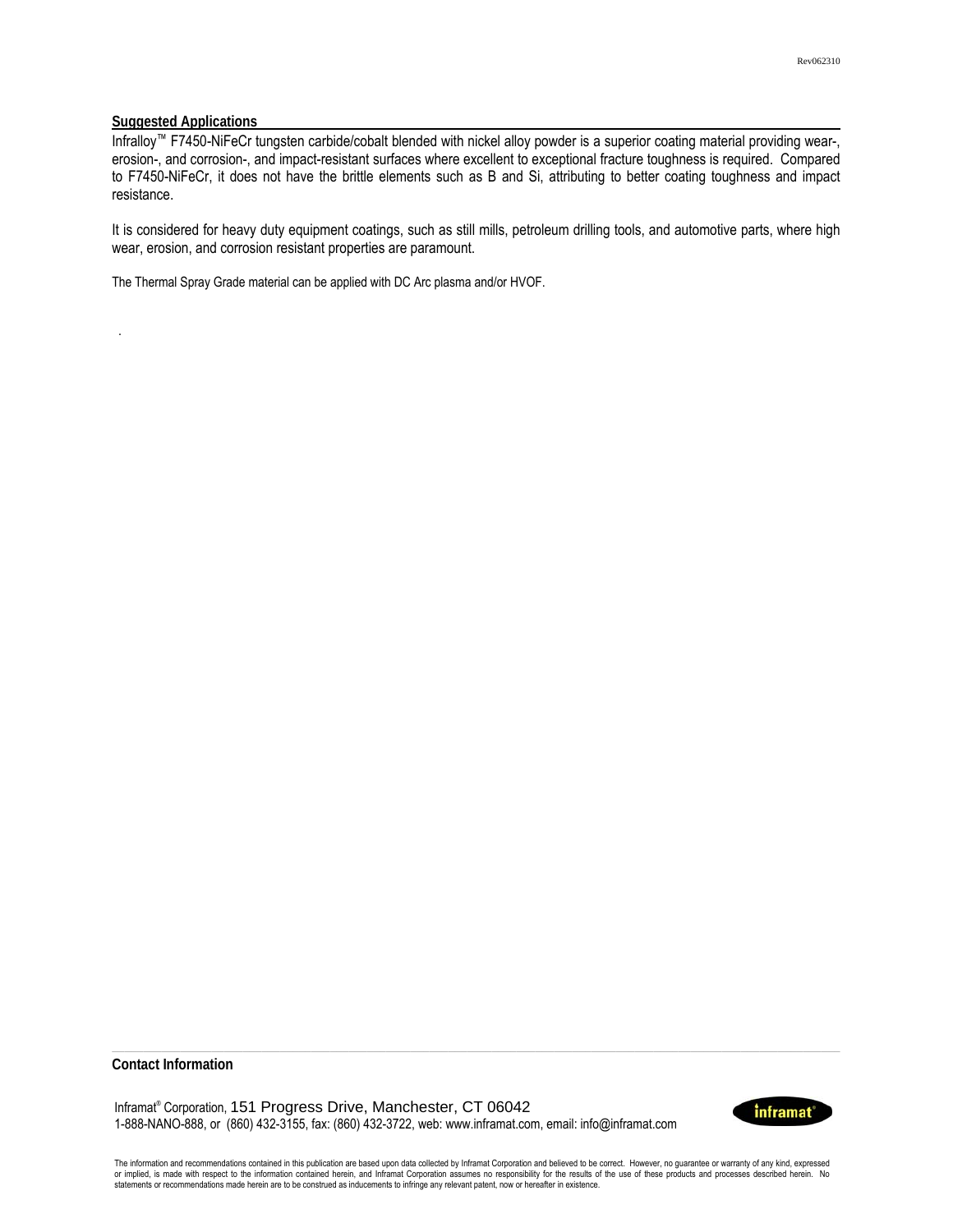## Suggested Applications

Infralloy™ F7450-NiFeCr tungsten carbide/cobalt blended with nickel alloy powder is a superior coating material providing wear-, erosion-, and corrosion-, and impact-resistant surfaces where excellent to exceptional fracture toughness is required. Compared to F7450-NiFeCr, it does not have the brittle elements such as B and Si, attributing to better coating toughness and impact resistance.

It is considered for heavy duty equipment coatings, such as still mills, petroleum drilling tools, and automotive parts, where high wear, erosion, and corrosion resistant properties are paramount.

The Thermal Spray Grade material can be applied with DC Arc plasma and/or HVOF.

## Contact Information

Inframat® Corporation, 151 Progress Drive, Manchester, CT 06042
1-888-NANO-888, or (860) 432-3155, fax: (860) 432-3722, web: www.inframat.com, email: info@inframat.com

The information and recommendations contained in this publication are based upon data collected by Inframat Corporation and believed to be correct. However, no guarantee or warranty of any kind, expressed or implied, is made with respect to the information contained herein, and Inframat Corporation assumes no responsibility for the results of the use of these products and processes described herein. No statements or recommendations made herein are to be construed as inducements to infringe any relevant patent, now or hereafter in existence.